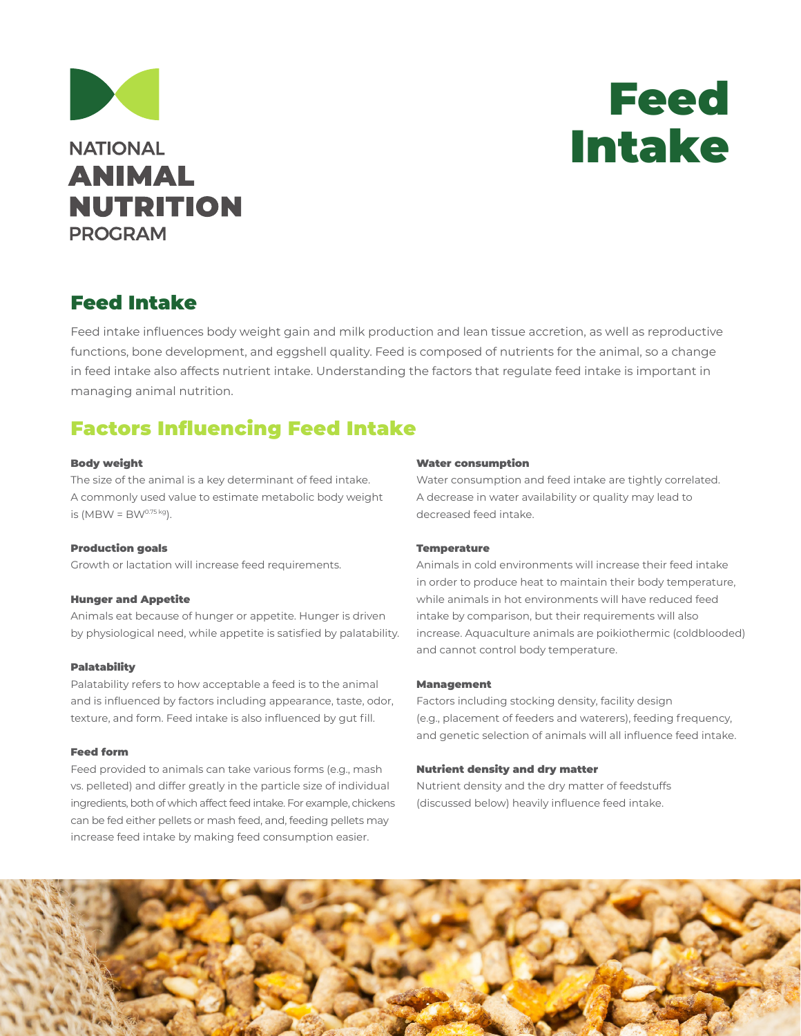NATIONAL
**ANIMAL NUTRITION**
PROGRAM

# Feed Intake

## Feed Intake

Feed intake influences body weight gain and milk production and lean tissue accretion, as well as reproductive functions, bone development, and eggshell quality. Feed is composed of nutrients for the animal, so a change in feed intake also affects nutrient intake. Understanding the factors that regulate feed intake is important in managing animal nutrition.

## Factors Influencing Feed Intake

### Body weight

The size of the animal is a key determinant of feed intake. A commonly used value to estimate metabolic body weight is ($MBW = BW^{0.75\,kg}$).

### Production goals

Growth or lactation will increase feed requirements.

### Hunger and Appetite

Animals eat because of hunger or appetite. Hunger is driven by physiological need, while appetite is satisfied by palatability.

### Palatability

Palatability refers to how acceptable a feed is to the animal and is influenced by factors including appearance, taste, odor, texture, and form. Feed intake is also influenced by gut fill.

### Feed form

Feed provided to animals can take various forms (e.g., mash vs. pelleted) and differ greatly in the particle size of individual ingredients, both of which affect feed intake. For example, chickens can be fed either pellets or mash feed, and, feeding pellets may increase feed intake by making feed consumption easier.

### Water consumption

Water consumption and feed intake are tightly correlated. A decrease in water availability or quality may lead to decreased feed intake.

### Temperature

Animals in cold environments will increase their feed intake in order to produce heat to maintain their body temperature, while animals in hot environments will have reduced feed intake by comparison, but their requirements will also increase. Aquaculture animals are poikiothermic (coldblooded) and cannot control body temperature.

### Management

Factors including stocking density, facility design (e.g., placement of feeders and waterers), feeding frequency, and genetic selection of animals will all influence feed intake.

### Nutrient density and dry matter

Nutrient density and the dry matter of feedstuffs (discussed below) heavily influence feed intake.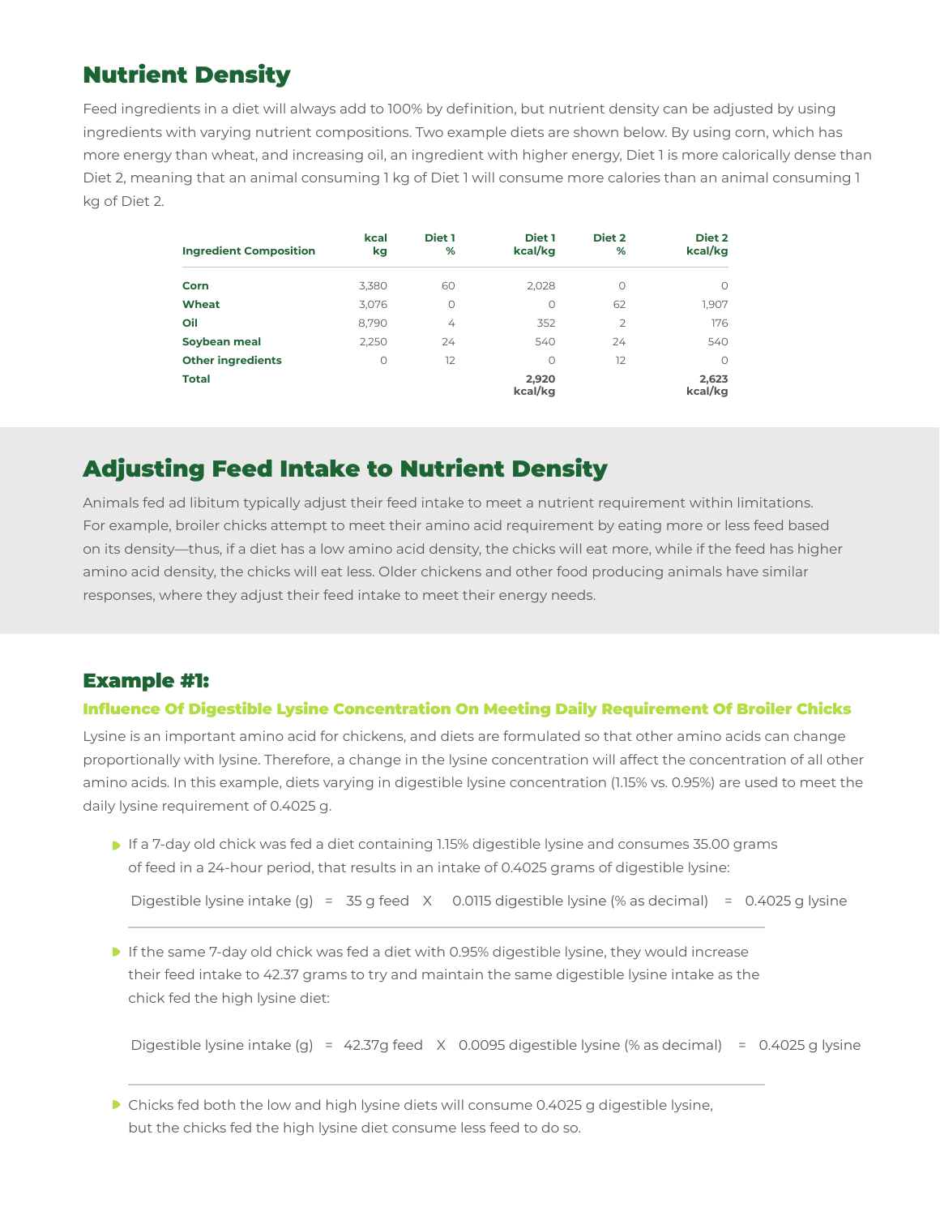## Nutrient Density

Feed ingredients in a diet will always add to 100% by definition, but nutrient density can be adjusted by using ingredients with varying nutrient compositions. Two example diets are shown below. By using corn, which has more energy than wheat, and increasing oil, an ingredient with higher energy, Diet 1 is more calorically dense than Diet 2, meaning that an animal consuming 1 kg of Diet 1 will consume more calories than an animal consuming 1 kg of Diet 2.

| Ingredient Composition | kcal kg | Diet 1 % | Diet 1 kcal/kg | Diet 2 % | Diet 2 kcal/kg |
|---|---|---|---|---|---|
| **Corn** | 3,380 | 60 | 2,028 | 0 | 0 |
| **Wheat** | 3,076 | 0 | 0 | 62 | 1,907 |
| **Oil** | 8,790 | 4 | 352 | 2 | 176 |
| **Soybean meal** | 2,250 | 24 | 540 | 24 | 540 |
| **Other ingredients** | 0 | 12 | 0 | 12 | 0 |
| **Total** | | | **2,920 kcal/kg** | | **2,623 kcal/kg** |

## Adjusting Feed Intake to Nutrient Density

Animals fed ad libitum typically adjust their feed intake to meet a nutrient requirement within limitations. For example, broiler chicks attempt to meet their amino acid requirement by eating more or less feed based on its density—thus, if a diet has a low amino acid density, the chicks will eat more, while if the feed has higher amino acid density, the chicks will eat less. Older chickens and other food producing animals have similar responses, where they adjust their feed intake to meet their energy needs.

## Example #1:

### Influence Of Digestible Lysine Concentration On Meeting Daily Requirement Of Broiler Chicks

Lysine is an important amino acid for chickens, and diets are formulated so that other amino acids can change proportionally with lysine. Therefore, a change in the lysine concentration will affect the concentration of all other amino acids. In this example, diets varying in digestible lysine concentration (1.15% vs. 0.95%) are used to meet the daily lysine requirement of 0.4025 g.

- If a 7-day old chick was fed a diet containing 1.15% digestible lysine and consumes 35.00 grams of feed in a 24-hour period, that results in an intake of 0.4025 grams of digestible lysine:

  Digestible lysine intake (g) = 35 g feed X 0.0115 digestible lysine (% as decimal) = 0.4025 g lysine

- If the same 7-day old chick was fed a diet with 0.95% digestible lysine, they would increase their feed intake to 42.37 grams to try and maintain the same digestible lysine intake as the chick fed the high lysine diet:

  Digestible lysine intake (g) = 42.37g feed X 0.0095 digestible lysine (% as decimal) = 0.4025 g lysine

- Chicks fed both the low and high lysine diets will consume 0.4025 g digestible lysine, but the chicks fed the high lysine diet consume less feed to do so.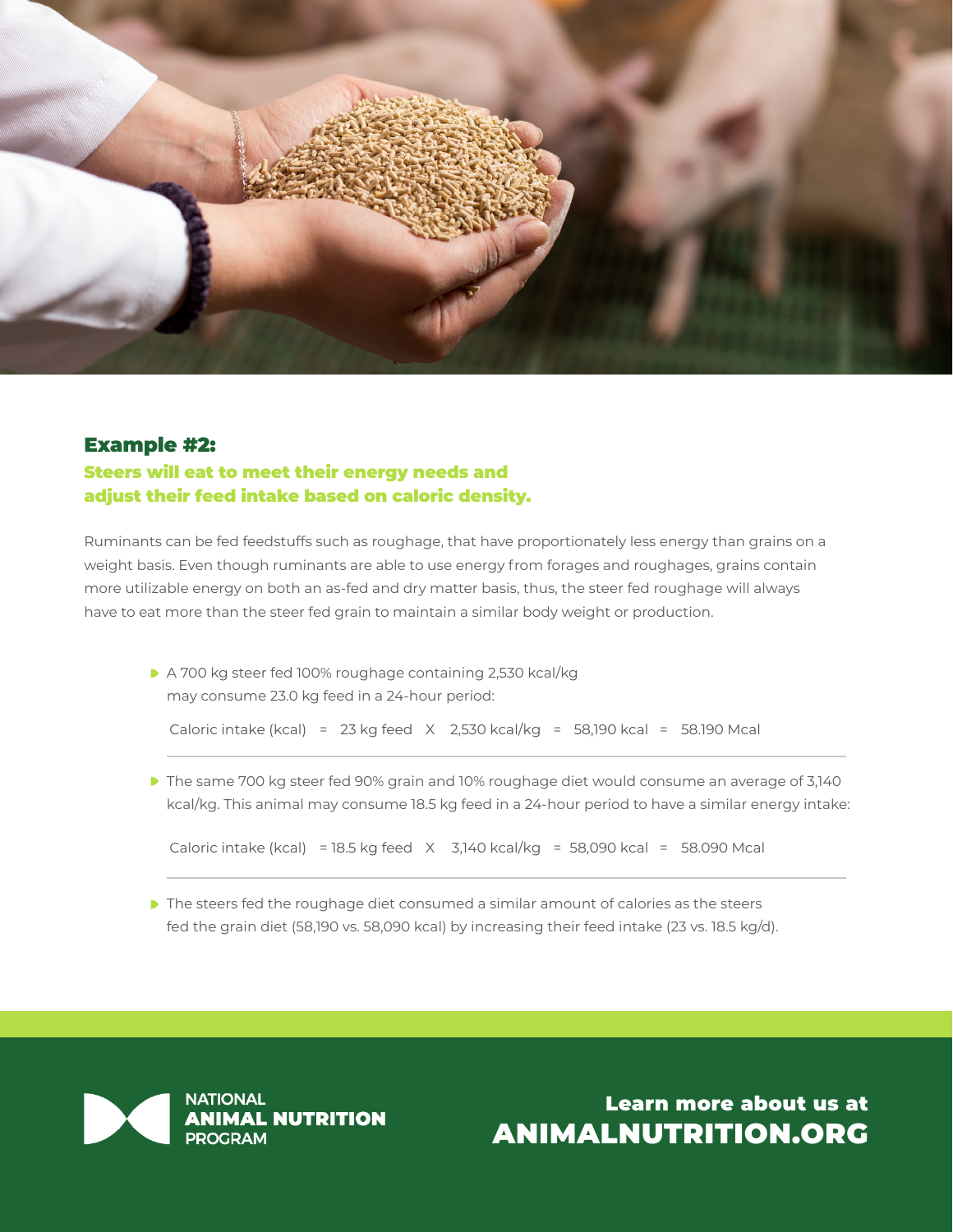## Example #2:

### Steers will eat to meet their energy needs and adjust their feed intake based on caloric density.

Ruminants can be fed feedstuffs such as roughage, that have proportionately less energy than grains on a weight basis. Even though ruminants are able to use energy from forages and roughages, grains contain more utilizable energy on both an as-fed and dry matter basis, thus, the steer fed roughage will always have to eat more than the steer fed grain to maintain a similar body weight or production.

- A 700 kg steer fed 100% roughage containing 2,530 kcal/kg may consume 23.0 kg feed in a 24-hour period:

  Caloric intake (kcal) = 23 kg feed X 2,530 kcal/kg = 58,190 kcal = 58.190 Mcal

- The same 700 kg steer fed 90% grain and 10% roughage diet would consume an average of 3,140 kcal/kg. This animal may consume 18.5 kg feed in a 24-hour period to have a similar energy intake:

  Caloric intake (kcal) = 18.5 kg feed X 3,140 kcal/kg = 58,090 kcal = 58.090 Mcal

- The steers fed the roughage diet consumed a similar amount of calories as the steers fed the grain diet (58,190 vs. 58,090 kcal) by increasing their feed intake (23 vs. 18.5 kg/d).

NATIONAL ANIMAL NUTRITION PROGRAM

**Learn more about us at ANIMALNUTRITION.ORG**